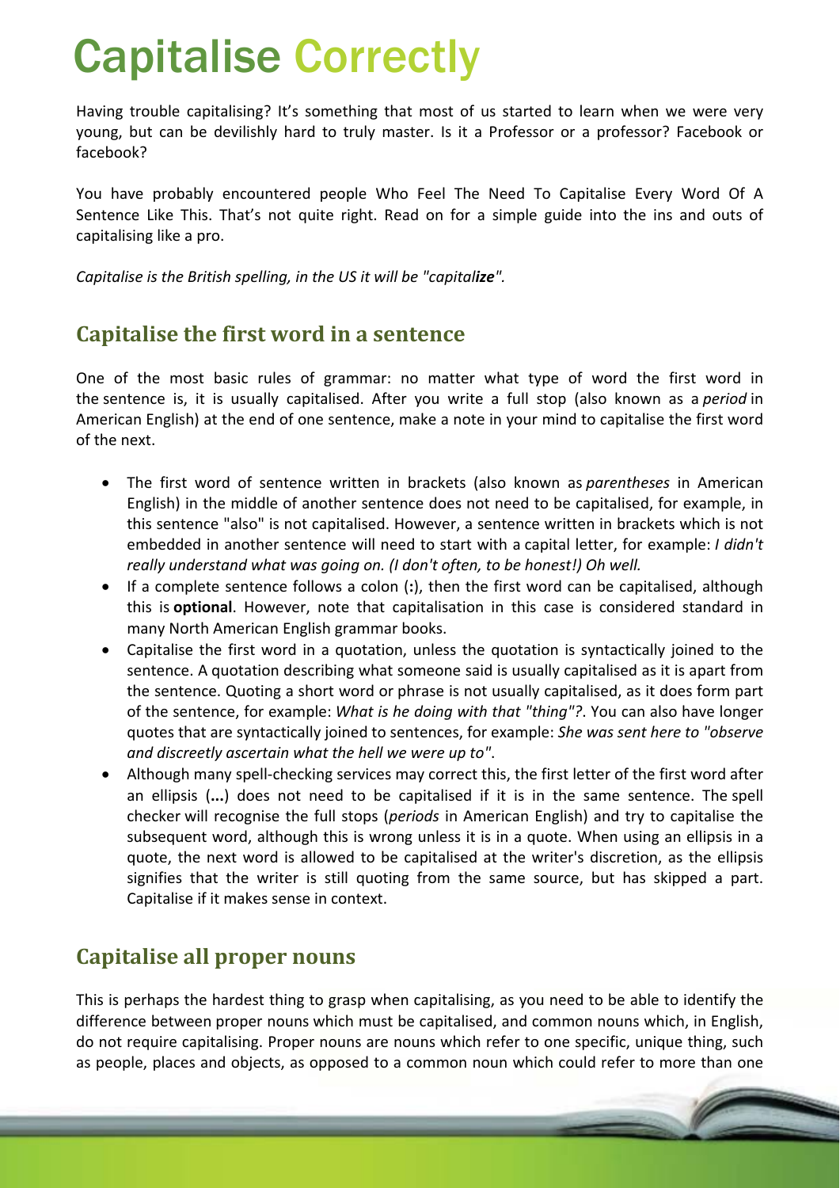# Capitalise Correctly

Having trouble capitalising? It's something that most of us started to learn when we were very young, but can be devilishly hard to truly master. Is it a Professor or a professor? Facebook or facebook?

You have probably encountered people Who Feel The Need To Capitalise Every Word Of A Sentence Like This. That's not quite right. Read on for a simple guide into the ins and outs of capitalising like a pro.

*Capitalise is the British spelling, in the US it will be "capitali**ze**".*

## Capitalise the first word in a sentence

One of the most basic rules of grammar: no matter what type of word the first word in the sentence is, it is usually capitalised. After you write a full stop (also known as a *period* in American English) at the end of one sentence, make a note in your mind to capitalise the first word of the next.

- The first word of sentence written in brackets (also known as *parentheses* in American English) in the middle of another sentence does not need to be capitalised, for example, in this sentence "also" is not capitalised. However, a sentence written in brackets which is not embedded in another sentence will need to start with a capital letter, for example: *I didn't really understand what was going on. (I don't often, to be honest!) Oh well.*
- If a complete sentence follows a colon (**:**), then the first word can be capitalised, although this is **optional**. However, note that capitalisation in this case is considered standard in many North American English grammar books.
- Capitalise the first word in a quotation, unless the quotation is syntactically joined to the sentence. A quotation describing what someone said is usually capitalised as it is apart from the sentence. Quoting a short word or phrase is not usually capitalised, as it does form part of the sentence, for example: *What is he doing with that "thing"?*. You can also have longer quotes that are syntactically joined to sentences, for example: *She was sent here to "observe and discreetly ascertain what the hell we were up to"*.
- Although many spell-checking services may correct this, the first letter of the first word after an ellipsis (**...**) does not need to be capitalised if it is in the same sentence. The spell checker will recognise the full stops (*periods* in American English) and try to capitalise the subsequent word, although this is wrong unless it is in a quote. When using an ellipsis in a quote, the next word is allowed to be capitalised at the writer's discretion, as the ellipsis signifies that the writer is still quoting from the same source, but has skipped a part. Capitalise if it makes sense in context.

## Capitalise all proper nouns

This is perhaps the hardest thing to grasp when capitalising, as you need to be able to identify the difference between proper nouns which must be capitalised, and common nouns which, in English, do not require capitalising. Proper nouns are nouns which refer to one specific, unique thing, such as people, places and objects, as opposed to a common noun which could refer to more than one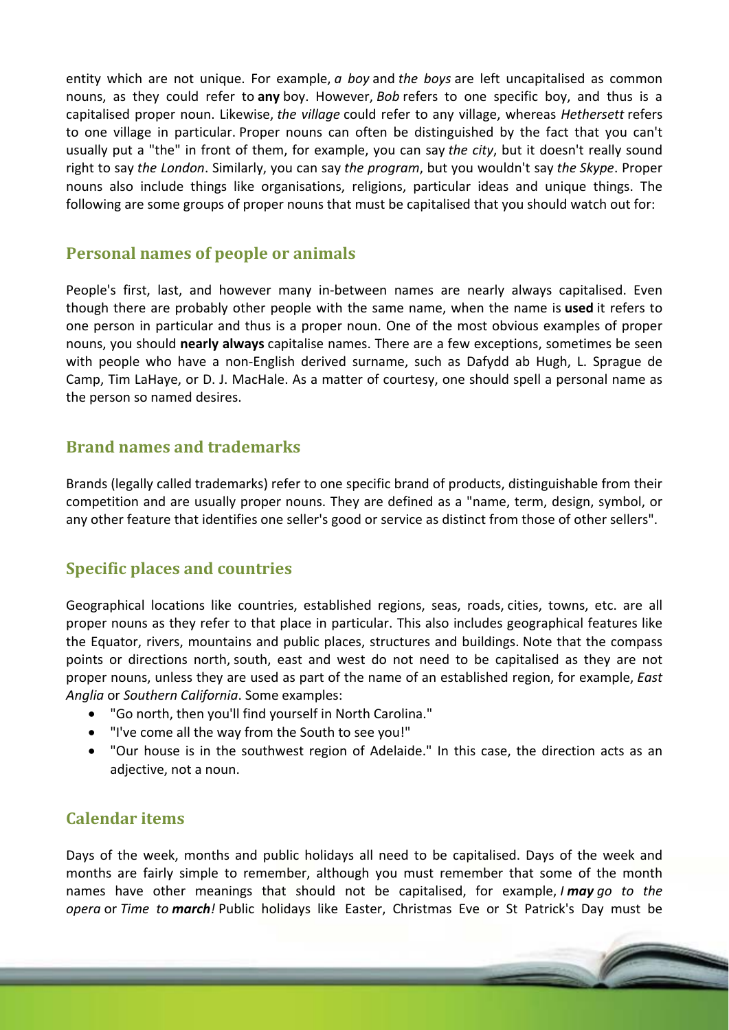entity which are not unique. For example, *a boy* and *the boys* are left uncapitalised as common nouns, as they could refer to **any** boy. However, *Bob* refers to one specific boy, and thus is a capitalised proper noun. Likewise, *the village* could refer to any village, whereas *Hethersett* refers to one village in particular. Proper nouns can often be distinguished by the fact that you can't usually put a "the" in front of them, for example, you can say *the city*, but it doesn't really sound right to say *the London*. Similarly, you can say *the program*, but you wouldn't say *the Skype*. Proper nouns also include things like organisations, religions, particular ideas and unique things. The following are some groups of proper nouns that must be capitalised that you should watch out for:

## Personal names of people or animals

People's first, last, and however many in-between names are nearly always capitalised. Even though there are probably other people with the same name, when the name is **used** it refers to one person in particular and thus is a proper noun. One of the most obvious examples of proper nouns, you should **nearly always** capitalise names. There are a few exceptions, sometimes be seen with people who have a non-English derived surname, such as Dafydd ab Hugh, L. Sprague de Camp, Tim LaHaye, or D. J. MacHale. As a matter of courtesy, one should spell a personal name as the person so named desires.

## Brand names and trademarks

Brands (legally called trademarks) refer to one specific brand of products, distinguishable from their competition and are usually proper nouns. They are defined as a "name, term, design, symbol, or any other feature that identifies one seller's good or service as distinct from those of other sellers".

## Specific places and countries

Geographical locations like countries, established regions, seas, roads, cities, towns, etc. are all proper nouns as they refer to that place in particular. This also includes geographical features like the Equator, rivers, mountains and public places, structures and buildings. Note that the compass points or directions north, south, east and west do not need to be capitalised as they are not proper nouns, unless they are used as part of the name of an established region, for example, *East Anglia* or *Southern California*. Some examples:

- "Go north, then you'll find yourself in North Carolina."
- "I've come all the way from the South to see you!"
- "Our house is in the southwest region of Adelaide." In this case, the direction acts as an adjective, not a noun.

## Calendar items

Days of the week, months and public holidays all need to be capitalised. Days of the week and months are fairly simple to remember, although you must remember that some of the month names have other meanings that should not be capitalised, for example, *I **may** go to the opera* or *Time to **march**!* Public holidays like Easter, Christmas Eve or St Patrick's Day must be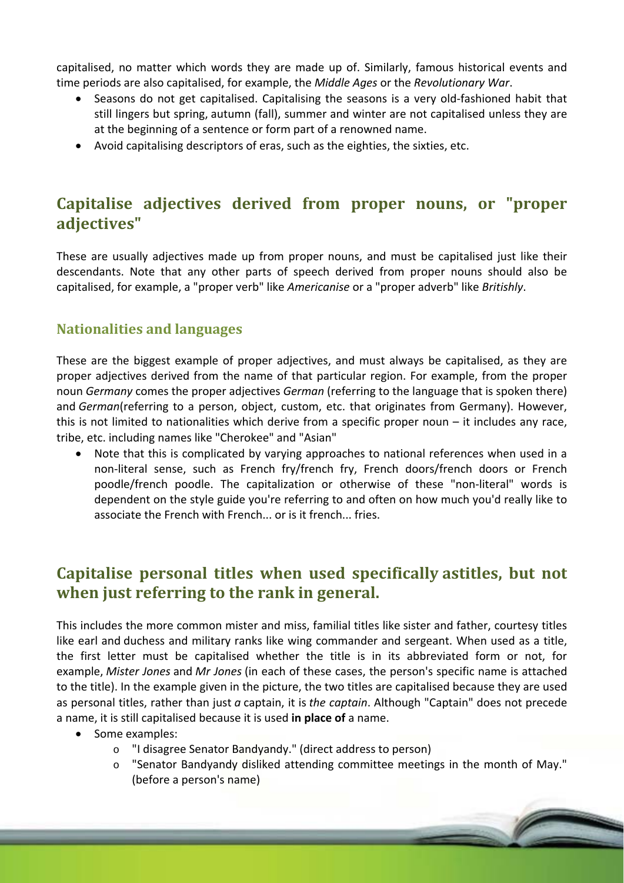capitalised, no matter which words they are made up of. Similarly, famous historical events and time periods are also capitalised, for example, the *Middle Ages* or the *Revolutionary War*.

- Seasons do not get capitalised. Capitalising the seasons is a very old-fashioned habit that still lingers but spring, autumn (fall), summer and winter are not capitalised unless they are at the beginning of a sentence or form part of a renowned name.
- Avoid capitalising descriptors of eras, such as the eighties, the sixties, etc.

## Capitalise adjectives derived from proper nouns, or "proper adjectives"

These are usually adjectives made up from proper nouns, and must be capitalised just like their descendants. Note that any other parts of speech derived from proper nouns should also be capitalised, for example, a "proper verb" like *Americanise* or a "proper adverb" like *Britishly*.

### Nationalities and languages

These are the biggest example of proper adjectives, and must always be capitalised, as they are proper adjectives derived from the name of that particular region. For example, from the proper noun *Germany* comes the proper adjectives *German* (referring to the language that is spoken there) and *German*(referring to a person, object, custom, etc. that originates from Germany). However, this is not limited to nationalities which derive from a specific proper noun – it includes any race, tribe, etc. including names like "Cherokee" and "Asian"

- Note that this is complicated by varying approaches to national references when used in a non-literal sense, such as French fry/french fry, French doors/french doors or French poodle/french poodle. The capitalization or otherwise of these "non-literal" words is dependent on the style guide you're referring to and often on how much you'd really like to associate the French with French... or is it french... fries.

## Capitalise personal titles when used specifically astitles, but not when just referring to the rank in general.

This includes the more common mister and miss, familial titles like sister and father, courtesy titles like earl and duchess and military ranks like wing commander and sergeant. When used as a title, the first letter must be capitalised whether the title is in its abbreviated form or not, for example, *Mister Jones* and *Mr Jones* (in each of these cases, the person's specific name is attached to the title). In the example given in the picture, the two titles are capitalised because they are used as personal titles, rather than just *a* captain, it is *the captain*. Although "Captain" does not precede a name, it is still capitalised because it is used **in place of** a name.

- Some examples:
  - "I disagree Senator Bandyandy." (direct address to person)
  - "Senator Bandyandy disliked attending committee meetings in the month of May." (before a person's name)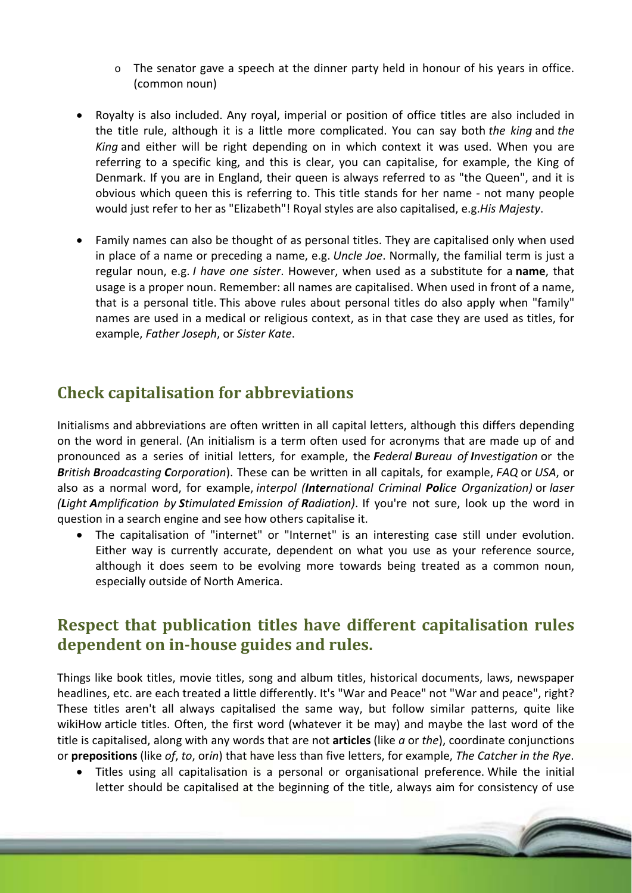- The senator gave a speech at the dinner party held in honour of his years in office. (common noun)

- Royalty is also included. Any royal, imperial or position of office titles are also included in the title rule, although it is a little more complicated. You can say both *the king* and *the King* and either will be right depending on in which context it was used. When you are referring to a specific king, and this is clear, you can capitalise, for example, the King of Denmark. If you are in England, their queen is always referred to as "the Queen", and it is obvious which queen this is referring to. This title stands for her name - not many people would just refer to her as "Elizabeth"! Royal styles are also capitalised, e.g.*His Majesty*.

- Family names can also be thought of as personal titles. They are capitalised only when used in place of a name or preceding a name, e.g. *Uncle Joe*. Normally, the familial term is just a regular noun, e.g. *I have one sister*. However, when used as a substitute for a **name**, that usage is a proper noun. Remember: all names are capitalised. When used in front of a name, that is a personal title. This above rules about personal titles do also apply when "family" names are used in a medical or religious context, as in that case they are used as titles, for example, *Father Joseph*, or *Sister Kate*.

## Check capitalisation for abbreviations

Initialisms and abbreviations are often written in all capital letters, although this differs depending on the word in general. (An initialism is a term often used for acronyms that are made up of and pronounced as a series of initial letters, for example, the ***F**ederal **B**ureau of **I**nvestigation* or the ***B**ritish **B**roadcasting **C**orporation*). These can be written in all capitals, for example, *FAQ* or *USA*, or also as a normal word, for example, *interpol (**Inter**national Criminal **Pol**ice Organization)* or *laser (**L**ight **A**mplification by **S**timulated **E**mission of **R**adiation)*. If you're not sure, look up the word in question in a search engine and see how others capitalise it.

- The capitalisation of "internet" or "Internet" is an interesting case still under evolution. Either way is currently accurate, dependent on what you use as your reference source, although it does seem to be evolving more towards being treated as a common noun, especially outside of North America.

## Respect that publication titles have different capitalisation rules dependent on in-house guides and rules.

Things like book titles, movie titles, song and album titles, historical documents, laws, newspaper headlines, etc. are each treated a little differently. It's "War and Peace" not "War and peace", right? These titles aren't all always capitalised the same way, but follow similar patterns, quite like wikiHow article titles. Often, the first word (whatever it be may) and maybe the last word of the title is capitalised, along with any words that are not **articles** (like *a* or *the*), coordinate conjunctions or **prepositions** (like *of*, *to*, or*in*) that have less than five letters, for example, *The Catcher in the Rye*.

- Titles using all capitalisation is a personal or organisational preference. While the initial letter should be capitalised at the beginning of the title, always aim for consistency of use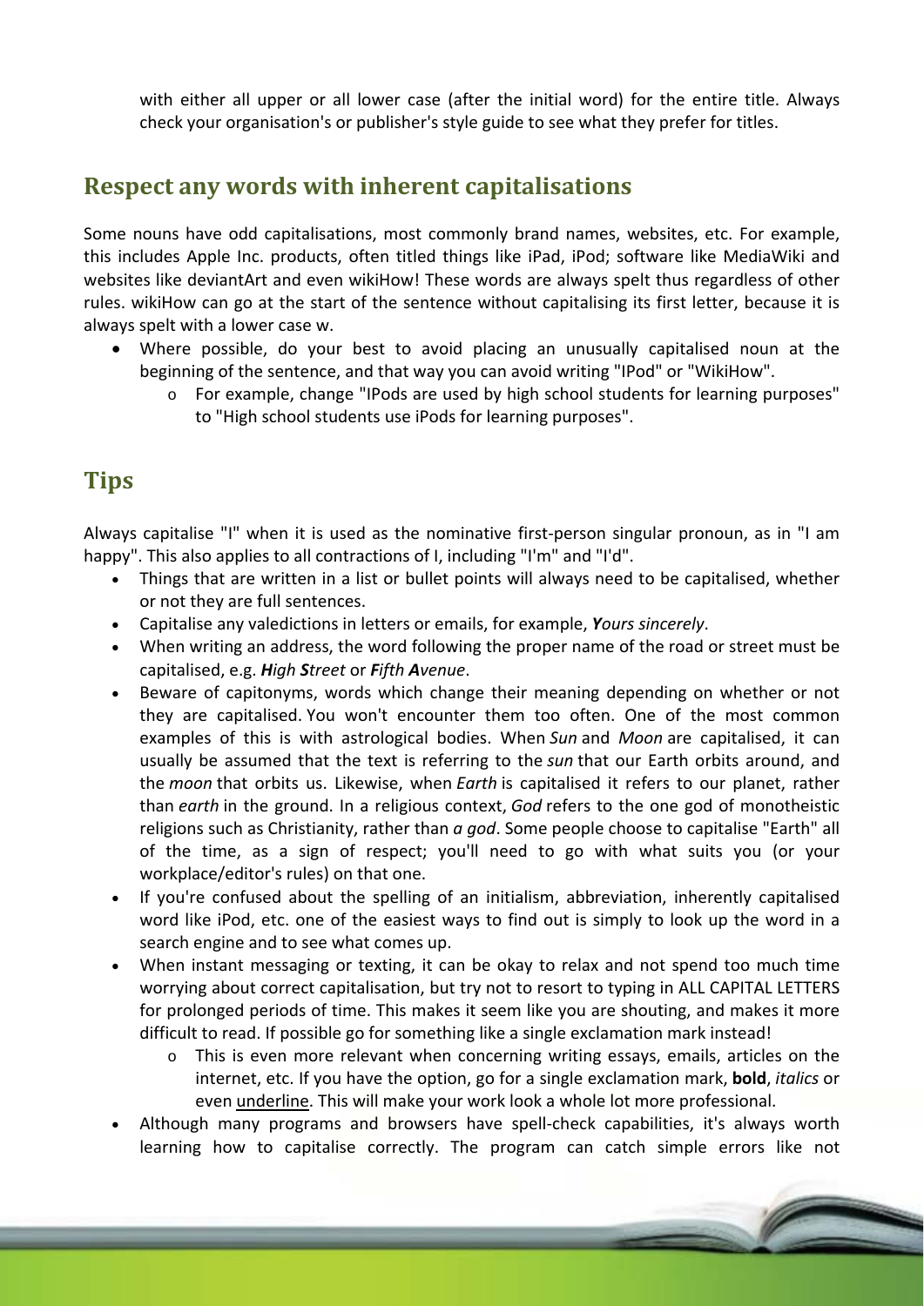with either all upper or all lower case (after the initial word) for the entire title. Always check your organisation's or publisher's style guide to see what they prefer for titles.

## Respect any words with inherent capitalisations

Some nouns have odd capitalisations, most commonly brand names, websites, etc. For example, this includes Apple Inc. products, often titled things like iPad, iPod; software like MediaWiki and websites like deviantArt and even wikiHow! These words are always spelt thus regardless of other rules. wikiHow can go at the start of the sentence without capitalising its first letter, because it is always spelt with a lower case w.

- Where possible, do your best to avoid placing an unusually capitalised noun at the beginning of the sentence, and that way you can avoid writing "IPod" or "WikiHow".
  - For example, change "IPods are used by high school students for learning purposes" to "High school students use iPods for learning purposes".

## Tips

Always capitalise "I" when it is used as the nominative first-person singular pronoun, as in "I am happy". This also applies to all contractions of I, including "I'm" and "I'd".

- Things that are written in a list or bullet points will always need to be capitalised, whether or not they are full sentences.
- Capitalise any valedictions in letters or emails, for example, ***Y****ours sincerely*.
- When writing an address, the word following the proper name of the road or street must be capitalised, e.g. ***H****igh* ***S****treet* or ***F****ifth* ***A****venue*.
- Beware of capitonyms, words which change their meaning depending on whether or not they are capitalised. You won't encounter them too often. One of the most common examples of this is with astrological bodies. When *Sun* and *Moon* are capitalised, it can usually be assumed that the text is referring to the *sun* that our Earth orbits around, and the *moon* that orbits us. Likewise, when *Earth* is capitalised it refers to our planet, rather than *earth* in the ground. In a religious context, *God* refers to the one god of monotheistic religions such as Christianity, rather than *a god*. Some people choose to capitalise "Earth" all of the time, as a sign of respect; you'll need to go with what suits you (or your workplace/editor's rules) on that one.
- If you're confused about the spelling of an initialism, abbreviation, inherently capitalised word like iPod, etc. one of the easiest ways to find out is simply to look up the word in a search engine and to see what comes up.
- When instant messaging or texting, it can be okay to relax and not spend too much time worrying about correct capitalisation, but try not to resort to typing in ALL CAPITAL LETTERS for prolonged periods of time. This makes it seem like you are shouting, and makes it more difficult to read. If possible go for something like a single exclamation mark instead!
  - This is even more relevant when concerning writing essays, emails, articles on the internet, etc. If you have the option, go for a single exclamation mark, **bold**, *italics* or even <u>underline</u>. This will make your work look a whole lot more professional.
- Although many programs and browsers have spell-check capabilities, it's always worth learning how to capitalise correctly. The program can catch simple errors like not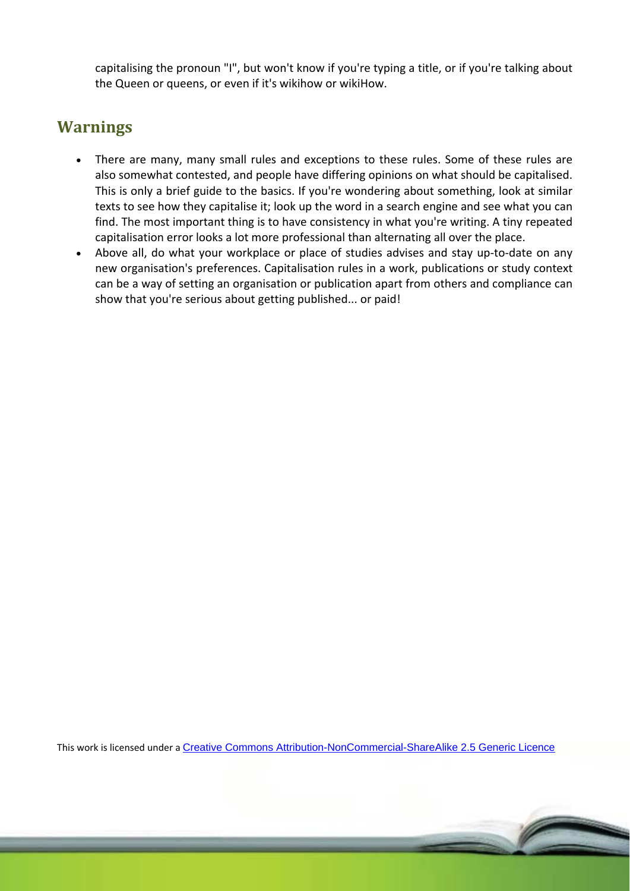capitalising the pronoun "I", but won't know if you're typing a title, or if you're talking about the Queen or queens, or even if it's wikihow or wikiHow.

## Warnings

- There are many, many small rules and exceptions to these rules. Some of these rules are also somewhat contested, and people have differing opinions on what should be capitalised. This is only a brief guide to the basics. If you're wondering about something, look at similar texts to see how they capitalise it; look up the word in a search engine and see what you can find. The most important thing is to have consistency in what you're writing. A tiny repeated capitalisation error looks a lot more professional than alternating all over the place.
- Above all, do what your workplace or place of studies advises and stay up-to-date on any new organisation's preferences. Capitalisation rules in a work, publications or study context can be a way of setting an organisation or publication apart from others and compliance can show that you're serious about getting published... or paid!

This work is licensed under a [Creative Commons Attribution-NonCommercial-ShareAlike 2.5 Generic Licence]